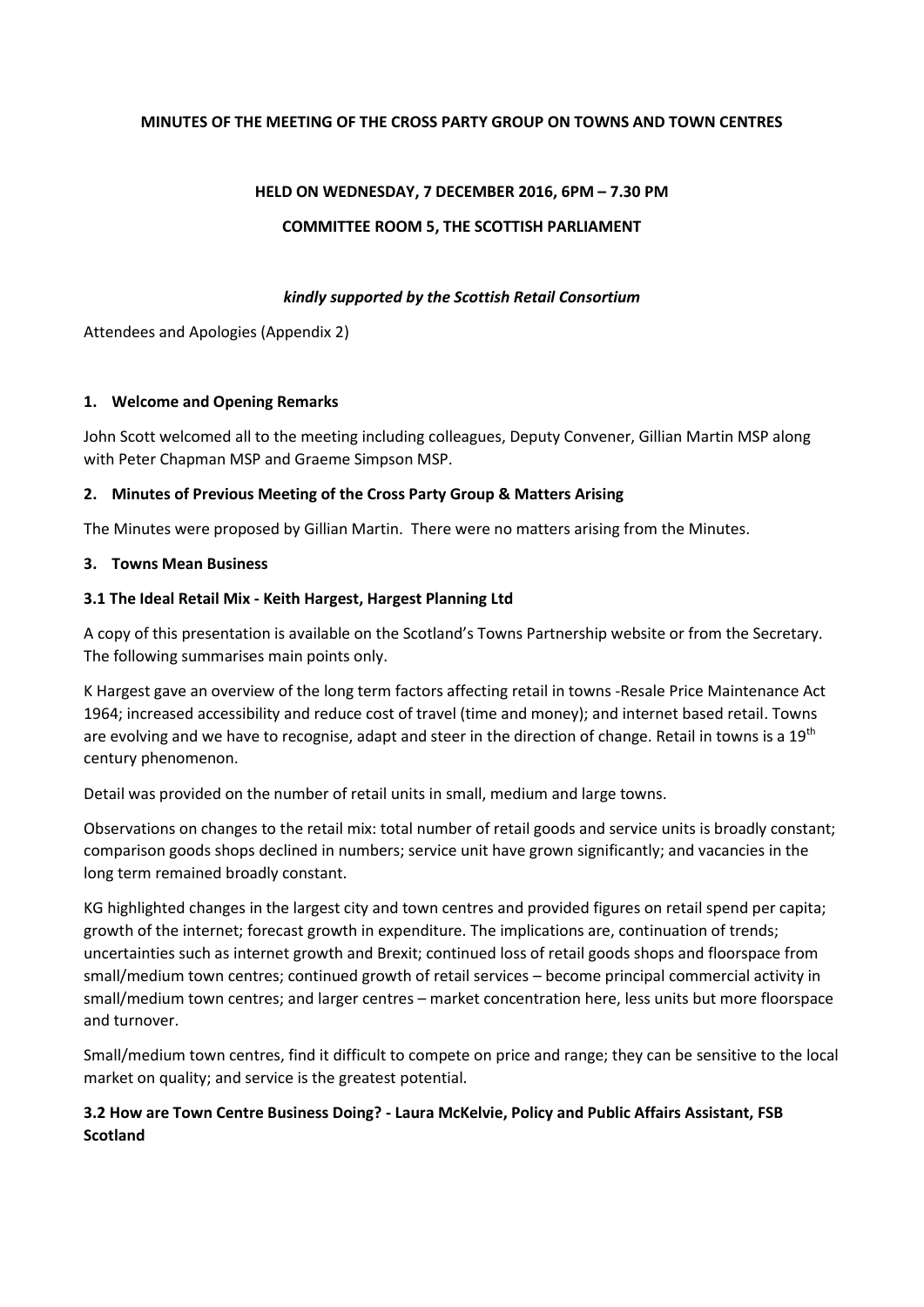**MINUTES OF THE MEETING OF THE CROSS PARTY GROUP ON TOWNS AND TOWN CENTRES**

**HELD ON WEDNESDAY, 7 DECEMBER 2016, 6PM – 7.30 PM**

**COMMITTEE ROOM 5, THE SCOTTISH PARLIAMENT**

***kindly supported by the Scottish Retail Consortium***

Attendees and Apologies (Appendix 2)

### 1. Welcome and Opening Remarks

John Scott welcomed all to the meeting including colleagues, Deputy Convener, Gillian Martin MSP along with Peter Chapman MSP and Graeme Simpson MSP.

### 2. Minutes of Previous Meeting of the Cross Party Group & Matters Arising

The Minutes were proposed by Gillian Martin. There were no matters arising from the Minutes.

### 3. Towns Mean Business

#### 3.1 The Ideal Retail Mix - Keith Hargest, Hargest Planning Ltd

A copy of this presentation is available on the Scotland's Towns Partnership website or from the Secretary. The following summarises main points only.

K Hargest gave an overview of the long term factors affecting retail in towns -Resale Price Maintenance Act 1964; increased accessibility and reduce cost of travel (time and money); and internet based retail. Towns are evolving and we have to recognise, adapt and steer in the direction of change. Retail in towns is a 19th century phenomenon.

Detail was provided on the number of retail units in small, medium and large towns.

Observations on changes to the retail mix: total number of retail goods and service units is broadly constant; comparison goods shops declined in numbers; service unit have grown significantly; and vacancies in the long term remained broadly constant.

KG highlighted changes in the largest city and town centres and provided figures on retail spend per capita; growth of the internet; forecast growth in expenditure. The implications are, continuation of trends; uncertainties such as internet growth and Brexit; continued loss of retail goods shops and floorspace from small/medium town centres; continued growth of retail services – become principal commercial activity in small/medium town centres; and larger centres – market concentration here, less units but more floorspace and turnover.

Small/medium town centres, find it difficult to compete on price and range; they can be sensitive to the local market on quality; and service is the greatest potential.

#### 3.2 How are Town Centre Business Doing? - Laura McKelvie, Policy and Public Affairs Assistant, FSB Scotland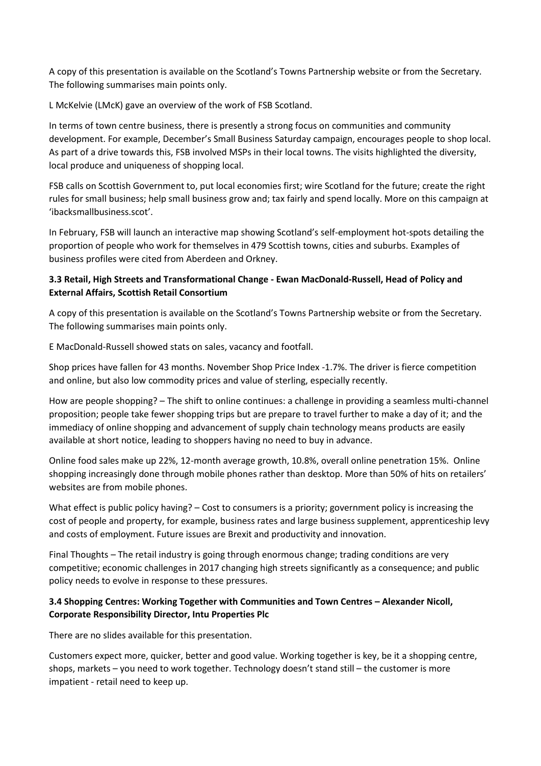A copy of this presentation is available on the Scotland's Towns Partnership website or from the Secretary. The following summarises main points only.

L McKelvie (LMcK) gave an overview of the work of FSB Scotland.

In terms of town centre business, there is presently a strong focus on communities and community development. For example, December's Small Business Saturday campaign, encourages people to shop local. As part of a drive towards this, FSB involved MSPs in their local towns. The visits highlighted the diversity, local produce and uniqueness of shopping local.

FSB calls on Scottish Government to, put local economies first; wire Scotland for the future; create the right rules for small business; help small business grow and; tax fairly and spend locally. More on this campaign at 'ibacksmallbusiness.scot'.

In February, FSB will launch an interactive map showing Scotland's self-employment hot-spots detailing the proportion of people who work for themselves in 479 Scottish towns, cities and suburbs. Examples of business profiles were cited from Aberdeen and Orkney.

### 3.3 Retail, High Streets and Transformational Change - Ewan MacDonald-Russell, Head of Policy and External Affairs, Scottish Retail Consortium

A copy of this presentation is available on the Scotland's Towns Partnership website or from the Secretary. The following summarises main points only.

E MacDonald-Russell showed stats on sales, vacancy and footfall.

Shop prices have fallen for 43 months. November Shop Price Index -1.7%. The driver is fierce competition and online, but also low commodity prices and value of sterling, especially recently.

How are people shopping? – The shift to online continues: a challenge in providing a seamless multi-channel proposition; people take fewer shopping trips but are prepare to travel further to make a day of it; and the immediacy of online shopping and advancement of supply chain technology means products are easily available at short notice, leading to shoppers having no need to buy in advance.

Online food sales make up 22%, 12-month average growth, 10.8%, overall online penetration 15%. Online shopping increasingly done through mobile phones rather than desktop. More than 50% of hits on retailers' websites are from mobile phones.

What effect is public policy having? – Cost to consumers is a priority; government policy is increasing the cost of people and property, for example, business rates and large business supplement, apprenticeship levy and costs of employment. Future issues are Brexit and productivity and innovation.

Final Thoughts – The retail industry is going through enormous change; trading conditions are very competitive; economic challenges in 2017 changing high streets significantly as a consequence; and public policy needs to evolve in response to these pressures.

### 3.4 Shopping Centres: Working Together with Communities and Town Centres – Alexander Nicoll, Corporate Responsibility Director, Intu Properties Plc

There are no slides available for this presentation.

Customers expect more, quicker, better and good value. Working together is key, be it a shopping centre, shops, markets – you need to work together. Technology doesn't stand still – the customer is more impatient - retail need to keep up.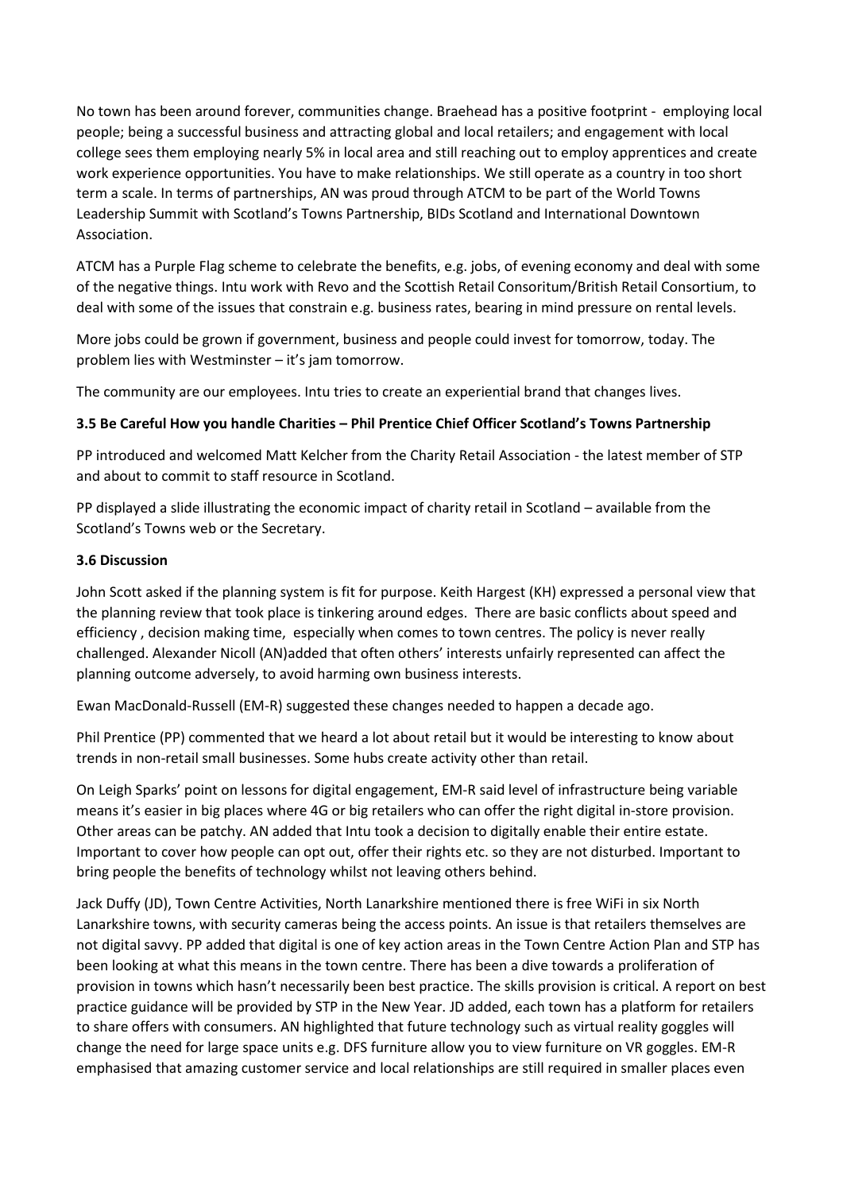No town has been around forever, communities change. Braehead has a positive footprint - employing local people; being a successful business and attracting global and local retailers; and engagement with local college sees them employing nearly 5% in local area and still reaching out to employ apprentices and create work experience opportunities. You have to make relationships. We still operate as a country in too short term a scale. In terms of partnerships, AN was proud through ATCM to be part of the World Towns Leadership Summit with Scotland's Towns Partnership, BIDs Scotland and International Downtown Association.

ATCM has a Purple Flag scheme to celebrate the benefits, e.g. jobs, of evening economy and deal with some of the negative things. Intu work with Revo and the Scottish Retail Consoritum/British Retail Consortium, to deal with some of the issues that constrain e.g. business rates, bearing in mind pressure on rental levels.

More jobs could be grown if government, business and people could invest for tomorrow, today. The problem lies with Westminster – it's jam tomorrow.

The community are our employees. Intu tries to create an experiential brand that changes lives.

### 3.5 Be Careful How you handle Charities – Phil Prentice Chief Officer Scotland's Towns Partnership

PP introduced and welcomed Matt Kelcher from the Charity Retail Association - the latest member of STP and about to commit to staff resource in Scotland.

PP displayed a slide illustrating the economic impact of charity retail in Scotland – available from the Scotland's Towns web or the Secretary.

### 3.6 Discussion

John Scott asked if the planning system is fit for purpose. Keith Hargest (KH) expressed a personal view that the planning review that took place is tinkering around edges. There are basic conflicts about speed and efficiency , decision making time, especially when comes to town centres. The policy is never really challenged. Alexander Nicoll (AN)added that often others' interests unfairly represented can affect the planning outcome adversely, to avoid harming own business interests.

Ewan MacDonald-Russell (EM-R) suggested these changes needed to happen a decade ago.

Phil Prentice (PP) commented that we heard a lot about retail but it would be interesting to know about trends in non-retail small businesses. Some hubs create activity other than retail.

On Leigh Sparks' point on lessons for digital engagement, EM-R said level of infrastructure being variable means it's easier in big places where 4G or big retailers who can offer the right digital in-store provision. Other areas can be patchy. AN added that Intu took a decision to digitally enable their entire estate. Important to cover how people can opt out, offer their rights etc. so they are not disturbed. Important to bring people the benefits of technology whilst not leaving others behind.

Jack Duffy (JD), Town Centre Activities, North Lanarkshire mentioned there is free WiFi in six North Lanarkshire towns, with security cameras being the access points. An issue is that retailers themselves are not digital savvy. PP added that digital is one of key action areas in the Town Centre Action Plan and STP has been looking at what this means in the town centre. There has been a dive towards a proliferation of provision in towns which hasn't necessarily been best practice. The skills provision is critical. A report on best practice guidance will be provided by STP in the New Year. JD added, each town has a platform for retailers to share offers with consumers. AN highlighted that future technology such as virtual reality goggles will change the need for large space units e.g. DFS furniture allow you to view furniture on VR goggles. EM-R emphasised that amazing customer service and local relationships are still required in smaller places even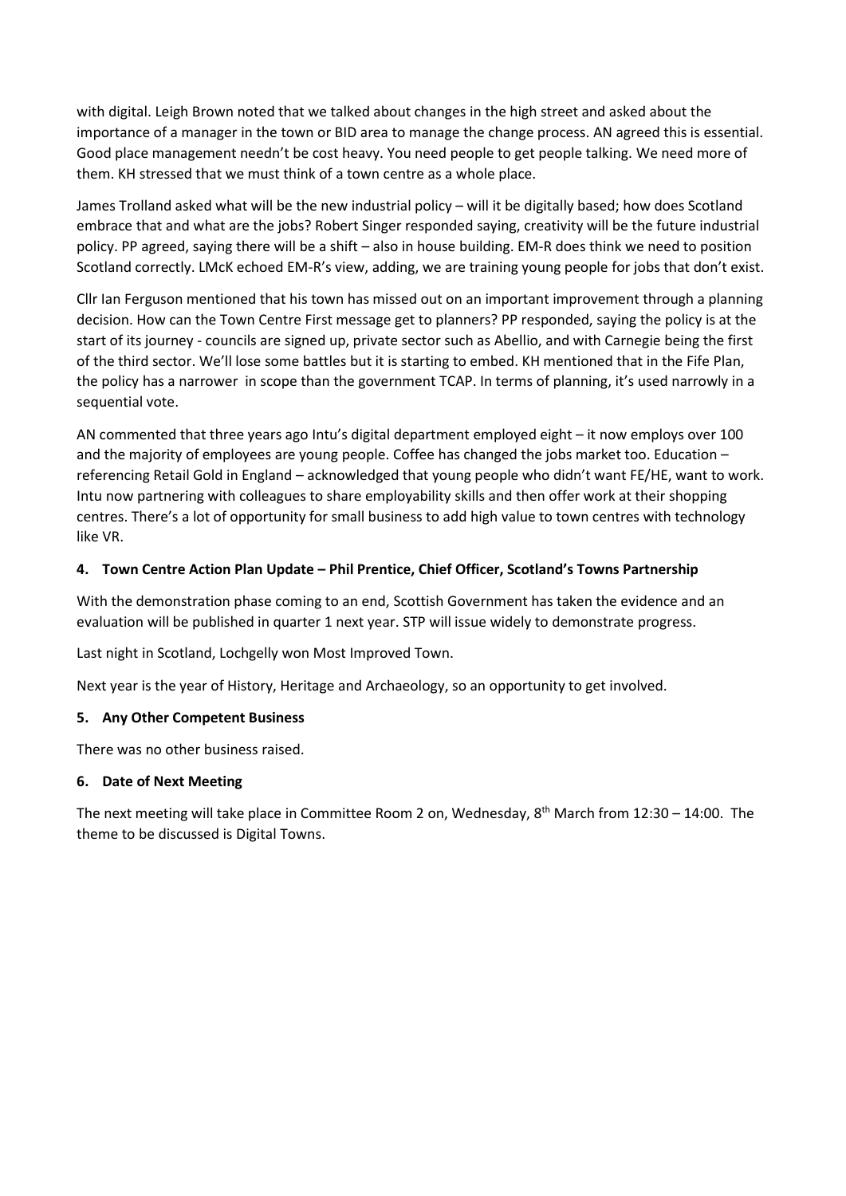with digital. Leigh Brown noted that we talked about changes in the high street and asked about the importance of a manager in the town or BID area to manage the change process. AN agreed this is essential. Good place management needn't be cost heavy. You need people to get people talking. We need more of them. KH stressed that we must think of a town centre as a whole place.

James Trolland asked what will be the new industrial policy – will it be digitally based; how does Scotland embrace that and what are the jobs? Robert Singer responded saying, creativity will be the future industrial policy. PP agreed, saying there will be a shift – also in house building. EM-R does think we need to position Scotland correctly. LMcK echoed EM-R's view, adding, we are training young people for jobs that don't exist.

Cllr Ian Ferguson mentioned that his town has missed out on an important improvement through a planning decision. How can the Town Centre First message get to planners? PP responded, saying the policy is at the start of its journey - councils are signed up, private sector such as Abellio, and with Carnegie being the first of the third sector. We'll lose some battles but it is starting to embed. KH mentioned that in the Fife Plan, the policy has a narrower in scope than the government TCAP. In terms of planning, it's used narrowly in a sequential vote.

AN commented that three years ago Intu's digital department employed eight – it now employs over 100 and the majority of employees are young people. Coffee has changed the jobs market too. Education – referencing Retail Gold in England – acknowledged that young people who didn't want FE/HE, want to work. Intu now partnering with colleagues to share employability skills and then offer work at their shopping centres. There's a lot of opportunity for small business to add high value to town centres with technology like VR.

### 4. Town Centre Action Plan Update – Phil Prentice, Chief Officer, Scotland's Towns Partnership

With the demonstration phase coming to an end, Scottish Government has taken the evidence and an evaluation will be published in quarter 1 next year. STP will issue widely to demonstrate progress.

Last night in Scotland, Lochgelly won Most Improved Town.

Next year is the year of History, Heritage and Archaeology, so an opportunity to get involved.

### 5. Any Other Competent Business

There was no other business raised.

### 6. Date of Next Meeting

The next meeting will take place in Committee Room 2 on, Wednesday, 8th March from 12:30 – 14:00. The theme to be discussed is Digital Towns.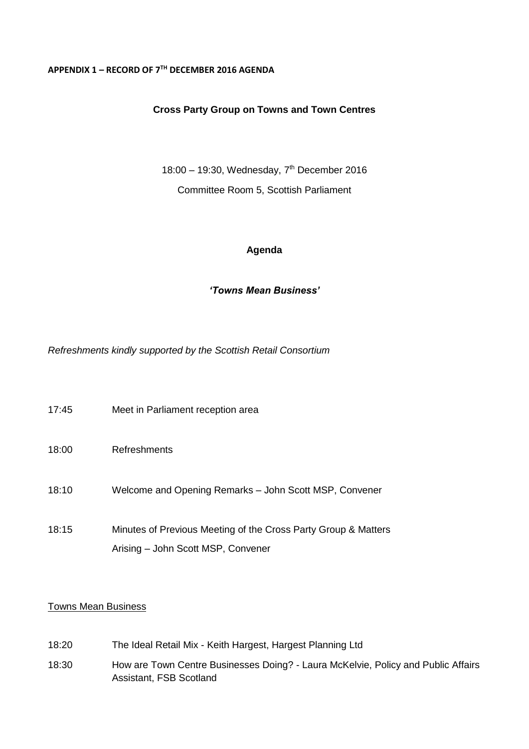**APPENDIX 1 – RECORD OF 7TH DECEMBER 2016 AGENDA**

**Cross Party Group on Towns and Town Centres**

18:00 – 19:30, Wednesday, 7th December 2016

Committee Room 5, Scottish Parliament

**Agenda**

***'Towns Mean Business'***

*Refreshments kindly supported by the Scottish Retail Consortium*

17:45 Meet in Parliament reception area

18:00 Refreshments

18:10 Welcome and Opening Remarks – John Scott MSP, Convener

18:15 Minutes of Previous Meeting of the Cross Party Group & Matters Arising – John Scott MSP, Convener

Towns Mean Business

18:20 The Ideal Retail Mix - Keith Hargest, Hargest Planning Ltd

18:30 How are Town Centre Businesses Doing? - Laura McKelvie, Policy and Public Affairs Assistant, FSB Scotland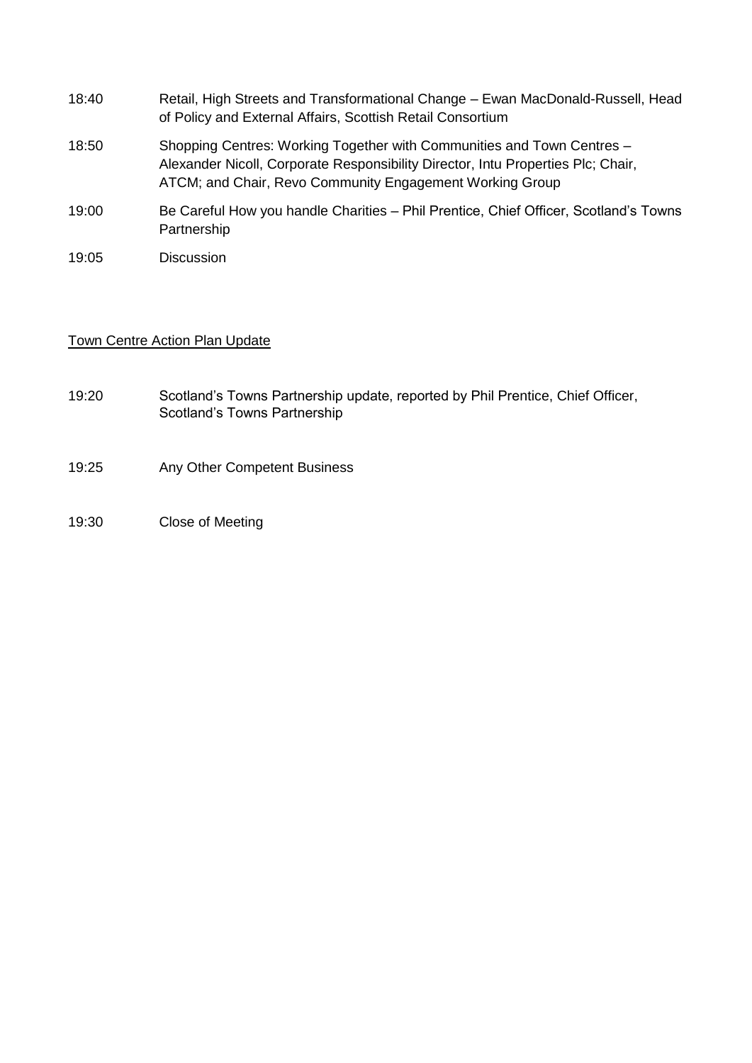18:40 Retail, High Streets and Transformational Change – Ewan MacDonald-Russell, Head of Policy and External Affairs, Scottish Retail Consortium

18:50 Shopping Centres: Working Together with Communities and Town Centres – Alexander Nicoll, Corporate Responsibility Director, Intu Properties Plc; Chair, ATCM; and Chair, Revo Community Engagement Working Group

19:00 Be Careful How you handle Charities – Phil Prentice, Chief Officer, Scotland's Towns Partnership

19:05 Discussion

<u>Town Centre Action Plan Update</u>

19:20 Scotland's Towns Partnership update, reported by Phil Prentice, Chief Officer, Scotland's Towns Partnership

19:25 Any Other Competent Business

19:30 Close of Meeting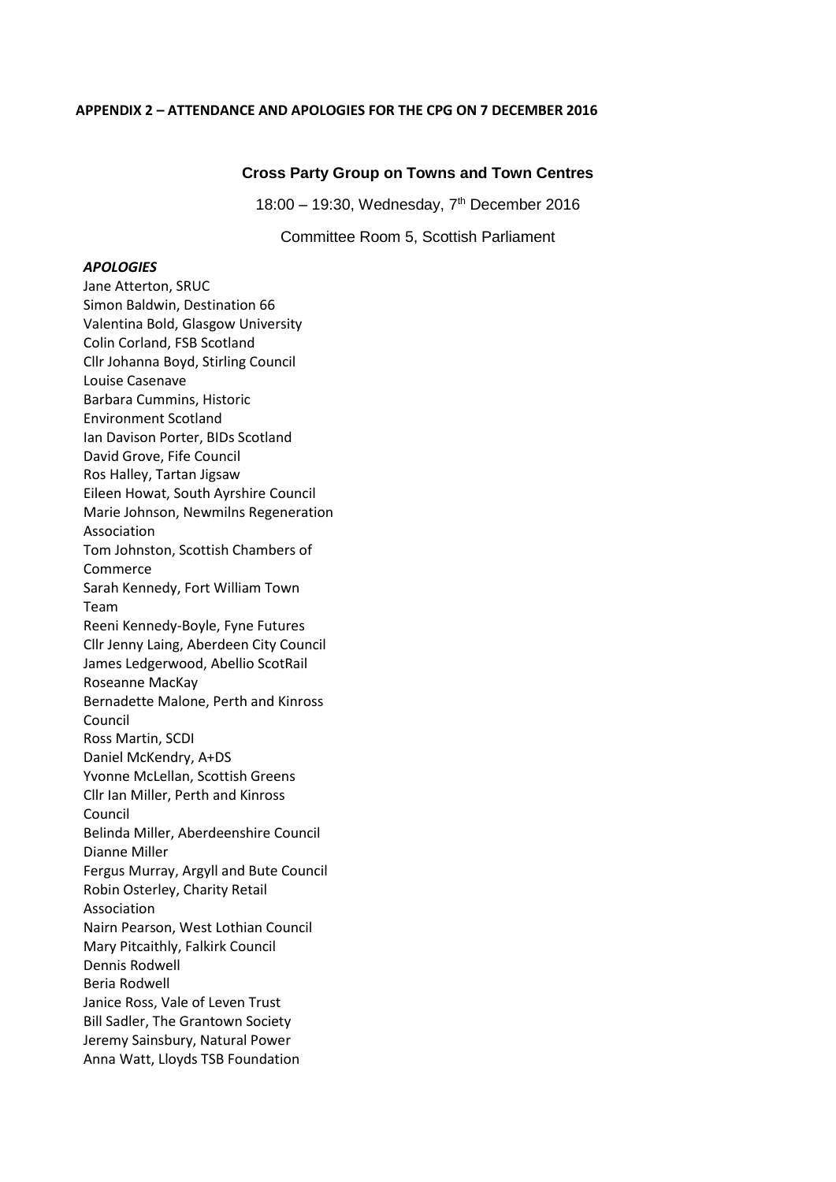**APPENDIX 2 – ATTENDANCE AND APOLOGIES FOR THE CPG ON 7 DECEMBER 2016**

## Cross Party Group on Towns and Town Centres

18:00 – 19:30, Wednesday, 7th December 2016

Committee Room 5, Scottish Parliament

***APOLOGIES***

Jane Atterton, SRUC
Simon Baldwin, Destination 66
Valentina Bold, Glasgow University
Colin Corland, FSB Scotland
Cllr Johanna Boyd, Stirling Council
Louise Casenave
Barbara Cummins, Historic Environment Scotland
Ian Davison Porter, BIDs Scotland
David Grove, Fife Council
Ros Halley, Tartan Jigsaw
Eileen Howat, South Ayrshire Council
Marie Johnson, Newmilns Regeneration Association
Tom Johnston, Scottish Chambers of Commerce
Sarah Kennedy, Fort William Town Team
Reeni Kennedy-Boyle, Fyne Futures
Cllr Jenny Laing, Aberdeen City Council
James Ledgerwood, Abellio ScotRail
Roseanne MacKay
Bernadette Malone, Perth and Kinross Council
Ross Martin, SCDI
Daniel McKendry, A+DS
Yvonne McLellan, Scottish Greens
Cllr Ian Miller, Perth and Kinross Council
Belinda Miller, Aberdeenshire Council
Dianne Miller
Fergus Murray, Argyll and Bute Council
Robin Osterley, Charity Retail Association
Nairn Pearson, West Lothian Council
Mary Pitcaithly, Falkirk Council
Dennis Rodwell
Beria Rodwell
Janice Ross, Vale of Leven Trust
Bill Sadler, The Grantown Society
Jeremy Sainsbury, Natural Power
Anna Watt, Lloyds TSB Foundation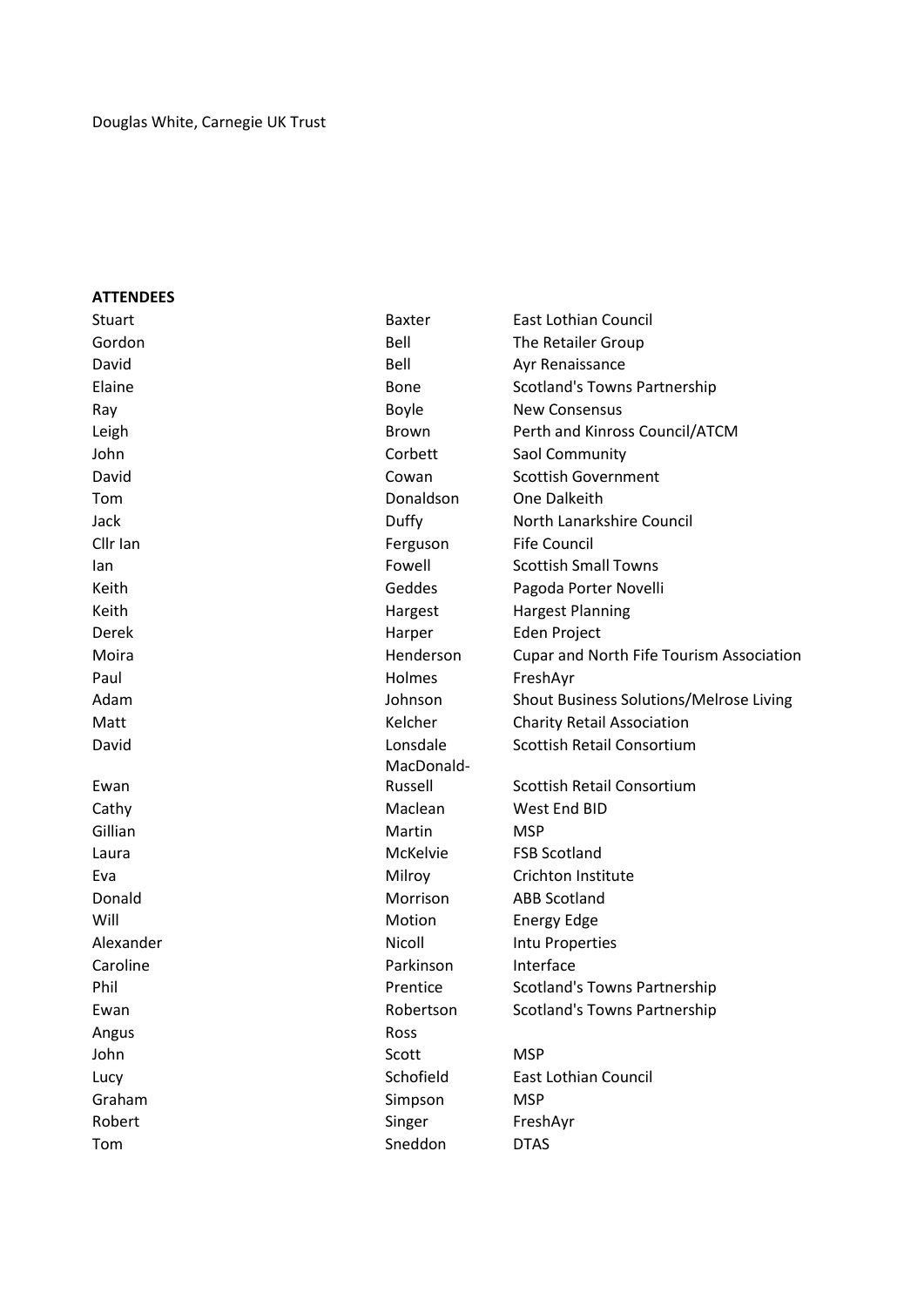Douglas White, Carnegie UK Trust

**ATTENDEES**

| | | |
|---|---|---|
| Stuart | Baxter | East Lothian Council |
| Gordon | Bell | The Retailer Group |
| David | Bell | Ayr Renaissance |
| Elaine | Bone | Scotland's Towns Partnership |
| Ray | Boyle | New Consensus |
| Leigh | Brown | Perth and Kinross Council/ATCM |
| John | Corbett | Saol Community |
| David | Cowan | Scottish Government |
| Tom | Donaldson | One Dalkeith |
| Jack | Duffy | North Lanarkshire Council |
| Cllr Ian | Ferguson | Fife Council |
| Ian | Fowell | Scottish Small Towns |
| Keith | Geddes | Pagoda Porter Novelli |
| Keith | Hargest | Hargest Planning |
| Derek | Harper | Eden Project |
| Moira | Henderson | Cupar and North Fife Tourism Association |
| Paul | Holmes | FreshAyr |
| Adam | Johnson | Shout Business Solutions/Melrose Living |
| Matt | Kelcher | Charity Retail Association |
| David | Lonsdale | Scottish Retail Consortium |
| Ewan | MacDonald-Russell | Scottish Retail Consortium |
| Cathy | Maclean | West End BID |
| Gillian | Martin | MSP |
| Laura | McKelvie | FSB Scotland |
| Eva | Milroy | Crichton Institute |
| Donald | Morrison | ABB Scotland |
| Will | Motion | Energy Edge |
| Alexander | Nicoll | Intu Properties |
| Caroline | Parkinson | Interface |
| Phil | Prentice | Scotland's Towns Partnership |
| Ewan | Robertson | Scotland's Towns Partnership |
| Angus | Ross | |
| John | Scott | MSP |
| Lucy | Schofield | East Lothian Council |
| Graham | Simpson | MSP |
| Robert | Singer | FreshAyr |
| Tom | Sneddon | DTAS |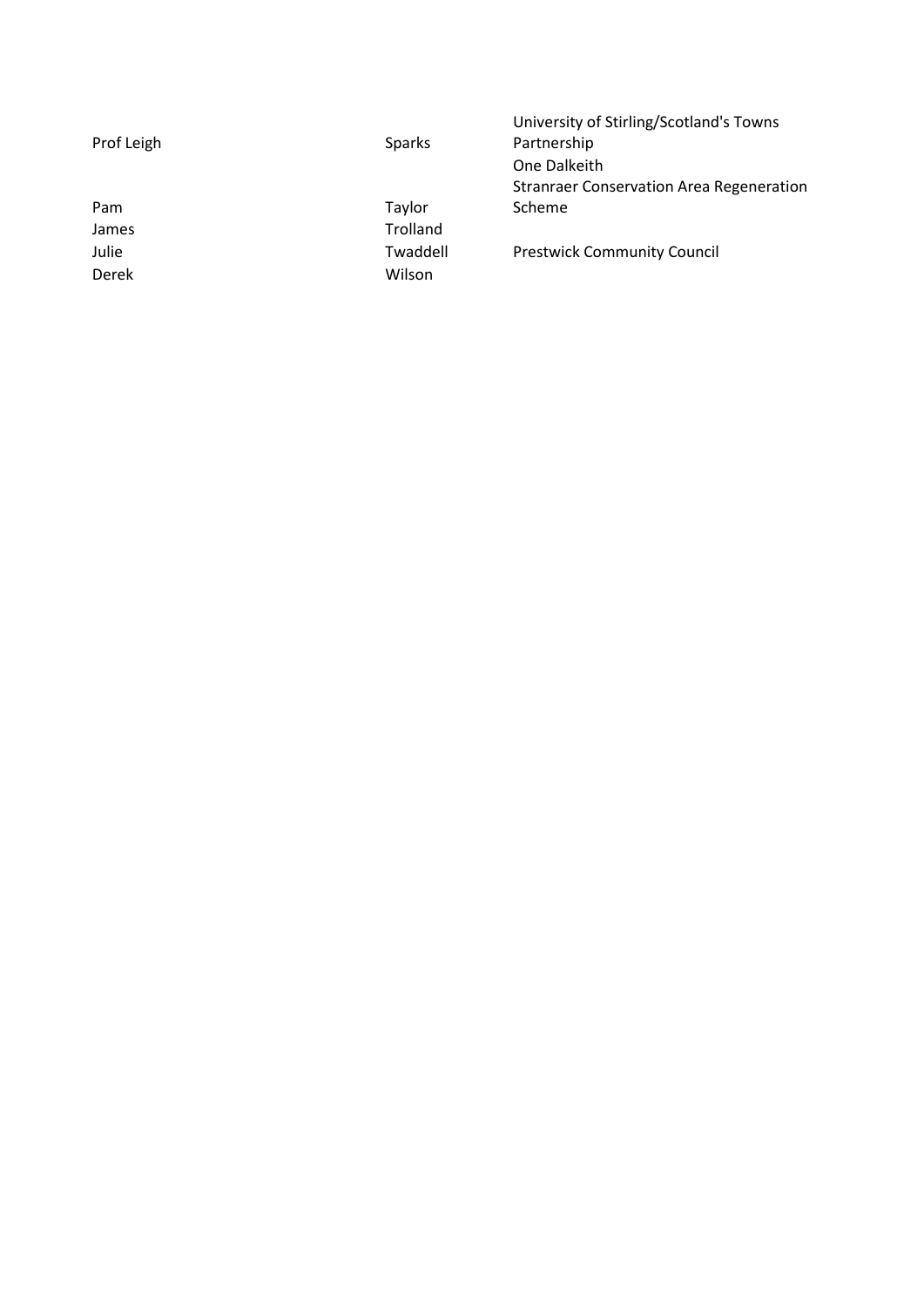| | | |
|---|---|---|
| Prof Leigh | Sparks | University of Stirling/Scotland's Towns Partnership |
| | | One Dalkeith |
| Pam | Taylor | Stranraer Conservation Area Regeneration Scheme |
| James | Trolland | |
| Julie | Twaddell | Prestwick Community Council |
| Derek | Wilson | |